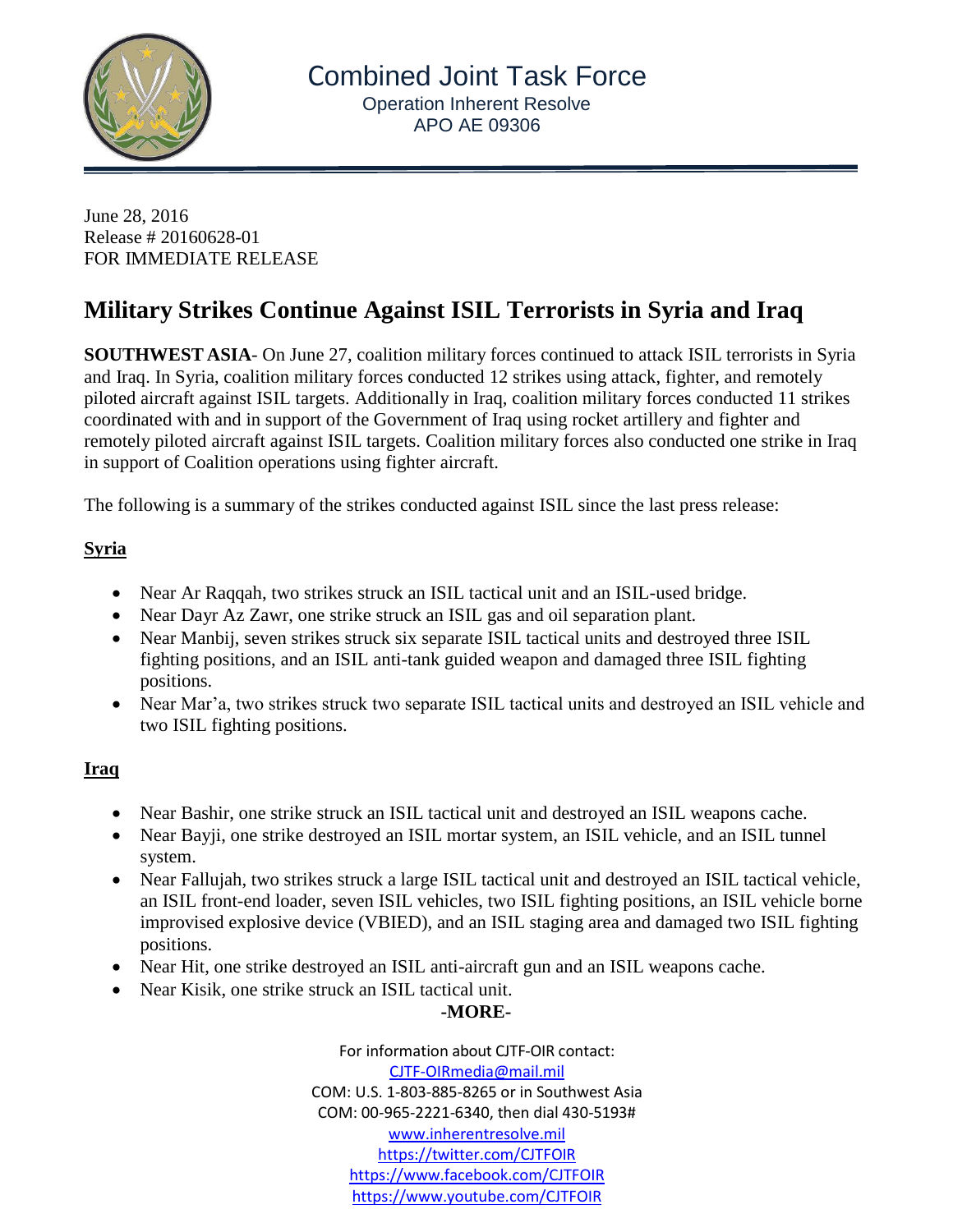Combined Joint Task Force
Operation Inherent Resolve
APO AE 09306

June 28, 2016
Release # 20160628-01
FOR IMMEDIATE RELEASE

# Military Strikes Continue Against ISIL Terrorists in Syria and Iraq

**SOUTHWEST ASIA**- On June 27, coalition military forces continued to attack ISIL terrorists in Syria and Iraq. In Syria, coalition military forces conducted 12 strikes using attack, fighter, and remotely piloted aircraft against ISIL targets. Additionally in Iraq, coalition military forces conducted 11 strikes coordinated with and in support of the Government of Iraq using rocket artillery and fighter and remotely piloted aircraft against ISIL targets. Coalition military forces also conducted one strike in Iraq in support of Coalition operations using fighter aircraft.

The following is a summary of the strikes conducted against ISIL since the last press release:

**Syria**

- Near Ar Raqqah, two strikes struck an ISIL tactical unit and an ISIL-used bridge.
- Near Dayr Az Zawr, one strike struck an ISIL gas and oil separation plant.
- Near Manbij, seven strikes struck six separate ISIL tactical units and destroyed three ISIL fighting positions, and an ISIL anti-tank guided weapon and damaged three ISIL fighting positions.
- Near Mar'a, two strikes struck two separate ISIL tactical units and destroyed an ISIL vehicle and two ISIL fighting positions.

**Iraq**

- Near Bashir, one strike struck an ISIL tactical unit and destroyed an ISIL weapons cache.
- Near Bayji, one strike destroyed an ISIL mortar system, an ISIL vehicle, and an ISIL tunnel system.
- Near Fallujah, two strikes struck a large ISIL tactical unit and destroyed an ISIL tactical vehicle, an ISIL front-end loader, seven ISIL vehicles, two ISIL fighting positions, an ISIL vehicle borne improvised explosive device (VBIED), and an ISIL staging area and damaged two ISIL fighting positions.
- Near Hit, one strike destroyed an ISIL anti-aircraft gun and an ISIL weapons cache.
- Near Kisik, one strike struck an ISIL tactical unit.

**-MORE-**

For information about CJTF-OIR contact:
CJTF-OIRmedia@mail.mil
COM: U.S. 1-803-885-8265 or in Southwest Asia
COM: 00-965-2221-6340, then dial 430-5193#
www.inherentresolve.mil
https://twitter.com/CJTFOIR
https://www.facebook.com/CJTFOIR
https://www.youtube.com/CJTFOIR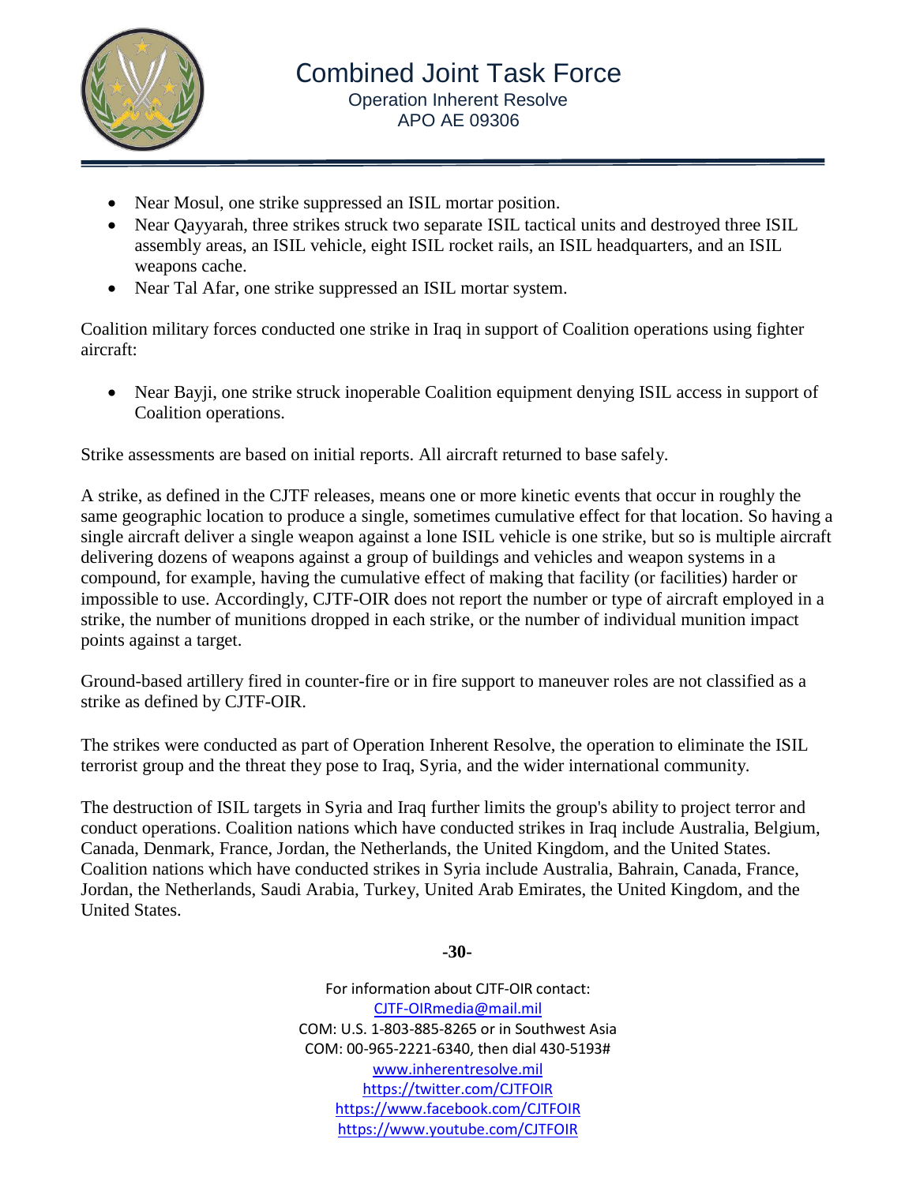- Near Mosul, one strike suppressed an ISIL mortar position.
- Near Qayyarah, three strikes struck two separate ISIL tactical units and destroyed three ISIL assembly areas, an ISIL vehicle, eight ISIL rocket rails, an ISIL headquarters, and an ISIL weapons cache.
- Near Tal Afar, one strike suppressed an ISIL mortar system.

Coalition military forces conducted one strike in Iraq in support of Coalition operations using fighter aircraft:

- Near Bayji, one strike struck inoperable Coalition equipment denying ISIL access in support of Coalition operations.

Strike assessments are based on initial reports. All aircraft returned to base safely.

A strike, as defined in the CJTF releases, means one or more kinetic events that occur in roughly the same geographic location to produce a single, sometimes cumulative effect for that location. So having a single aircraft deliver a single weapon against a lone ISIL vehicle is one strike, but so is multiple aircraft delivering dozens of weapons against a group of buildings and vehicles and weapon systems in a compound, for example, having the cumulative effect of making that facility (or facilities) harder or impossible to use. Accordingly, CJTF-OIR does not report the number or type of aircraft employed in a strike, the number of munitions dropped in each strike, or the number of individual munition impact points against a target.

Ground-based artillery fired in counter-fire or in fire support to maneuver roles are not classified as a strike as defined by CJTF-OIR.

The strikes were conducted as part of Operation Inherent Resolve, the operation to eliminate the ISIL terrorist group and the threat they pose to Iraq, Syria, and the wider international community.

The destruction of ISIL targets in Syria and Iraq further limits the group's ability to project terror and conduct operations. Coalition nations which have conducted strikes in Iraq include Australia, Belgium, Canada, Denmark, France, Jordan, the Netherlands, the United Kingdom, and the United States. Coalition nations which have conducted strikes in Syria include Australia, Bahrain, Canada, France, Jordan, the Netherlands, Saudi Arabia, Turkey, United Arab Emirates, the United Kingdom, and the United States.

**-30-**

For information about CJTF-OIR contact:
CJTF-OIRmedia@mail.mil
COM: U.S. 1-803-885-8265 or in Southwest Asia
COM: 00-965-2221-6340, then dial 430-5193#
www.inherentresolve.mil
https://twitter.com/CJTFOIR
https://www.facebook.com/CJTFOIR
https://www.youtube.com/CJTFOIR